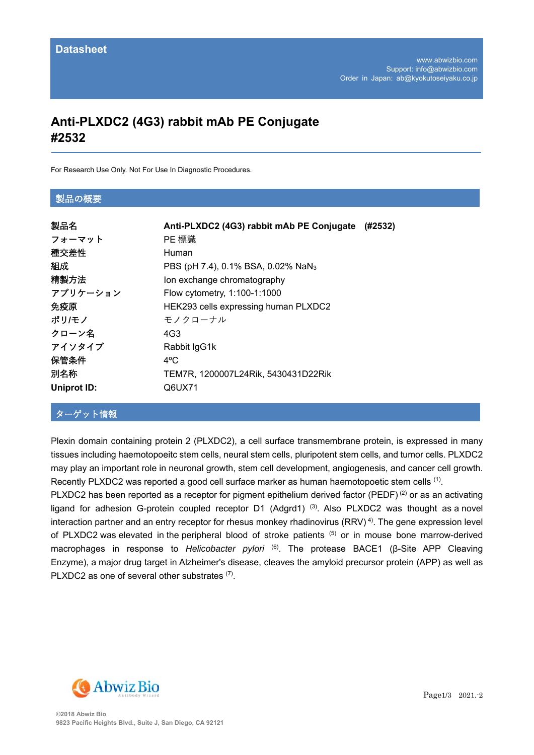Datasheet

www.abwizbio.com
Support: info@abwizbio.com
Order in Japan: ab@kyokutoseiyaku.co.jp

# Anti-PLXDC2 (4G3) rabbit mAb PE Conjugate #2532

For Research Use Only. Not For Use In Diagnostic Procedures.

## 製品の概要

| | |
|---|---|
| **製品名** | **Anti-PLXDC2 (4G3) rabbit mAb PE Conjugate (#2532)** |
| **フォーマット** | PE 標識 |
| **種交差性** | Human |
| **組成** | PBS (pH 7.4), 0.1% BSA, 0.02% $NaN_3$ |
| **精製方法** | Ion exchange chromatography |
| **アプリケーション** | Flow cytometry, 1:100-1:1000 |
| **免疫原** | HEK293 cells expressing human PLXDC2 |
| **ポリ/モノ** | モノクローナル |
| **クローン名** | 4G3 |
| **アイソタイプ** | Rabbit IgG1k |
| **保管条件** | 4ºC |
| **別名称** | TEM7R, 1200007L24Rik, 5430431D22Rik |
| **Uniprot ID:** | Q6UX71 |

## ターゲット情報

Plexin domain containing protein 2 (PLXDC2), a cell surface transmembrane protein, is expressed in many tissues including haemotopoeitc stem cells, neural stem cells, pluripotent stem cells, and tumor cells. PLXDC2 may play an important role in neuronal growth, stem cell development, angiogenesis, and cancer cell growth. Recently PLXDC2 was reported a good cell surface marker as human haemotopoetic stem cells [1].
PLXDC2 has been reported as a receptor for pigment epithelium derived factor (PEDF) [2] or as an activating ligand for adhesion G-protein coupled receptor D1 (Adgrd1) [3]. Also PLXDC2 was thought as a novel interaction partner and an entry receptor for rhesus monkey rhadinovirus (RRV) [4]. The gene expression level of PLXDC2 was elevated in the peripheral blood of stroke patients [5] or in mouse bone marrow-derived macrophages in response to *Helicobacter pylori* [6]. The protease BACE1 (β-Site APP Cleaving Enzyme), a major drug target in Alzheimer's disease, cleaves the amyloid precursor protein (APP) as well as PLXDC2 as one of several other substrates [7].

Abwiz Bio

©2018 Abwiz Bio
9823 Pacific Heights Blvd., Suite J, San Diego, CA 92121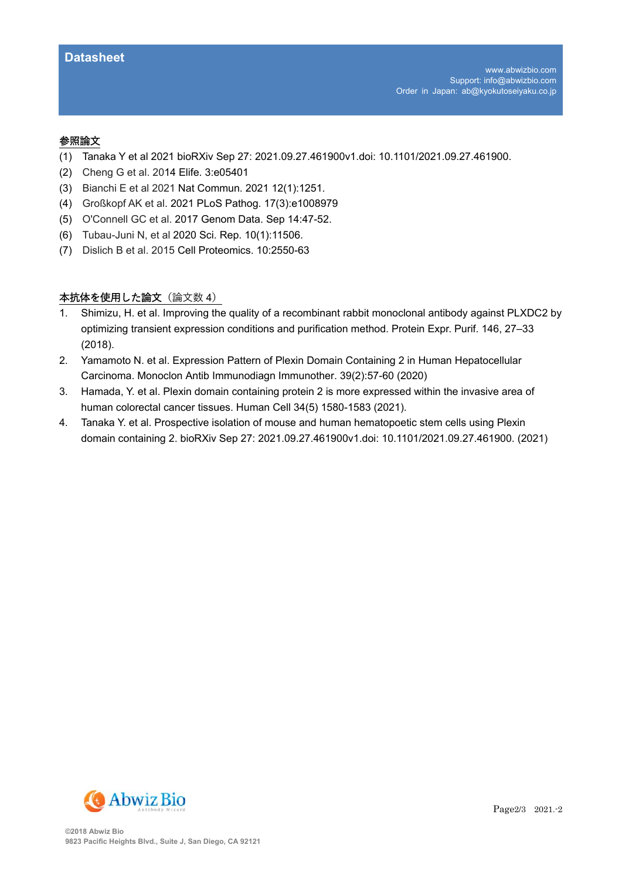## 参照論文

(1) Tanaka Y et al 2021 bioRXiv Sep 27: 2021.09.27.461900v1.doi: 10.1101/2021.09.27.461900.
(2) Cheng G et al. 2014 Elife. 3:e05401
(3) Bianchi E et al 2021 Nat Commun. 2021 12(1):1251.
(4) Großkopf AK et al. 2021 PLoS Pathog. 17(3):e1008979
(5) O'Connell GC et al. 2017 Genom Data. Sep 14:47-52.
(6) Tubau-Juni N, et al 2020 Sci. Rep. 10(1):11506.
(7) Dislich B et al. 2015 Cell Proteomics. 10:2550-63

## 本抗体を使用した論文（論文数 4）

1. Shimizu, H. et al. Improving the quality of a recombinant rabbit monoclonal antibody against PLXDC2 by optimizing transient expression conditions and purification method. Protein Expr. Purif. 146, 27–33 (2018).
2. Yamamoto N. et al. Expression Pattern of Plexin Domain Containing 2 in Human Hepatocellular Carcinoma. Monoclon Antib Immunodiagn Immunother. 39(2):57-60 (2020)
3. Hamada, Y. et al. Plexin domain containing protein 2 is more expressed within the invasive area of human colorectal cancer tissues. Human Cell 34(5) 1580-1583 (2021).
4. Tanaka Y. et al. Prospective isolation of mouse and human hematopoetic stem cells using Plexin domain containing 2. bioRXiv Sep 27: 2021.09.27.461900v1.doi: 10.1101/2021.09.27.461900. (2021)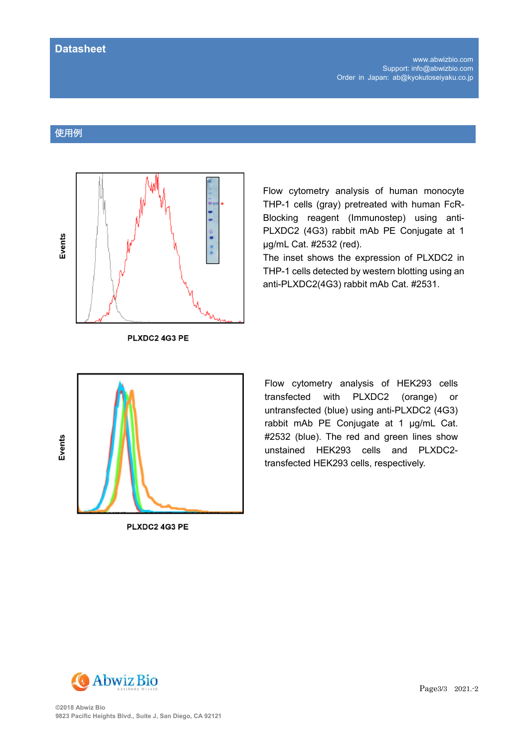# Datasheet

www.abwizbio.com
Support: info@abwizbio.com
Order in Japan: ab@kyokutoseiyaku.co.jp

## 使用例

Events

PLXDC2 4G3 PE

Flow cytometry analysis of human monocyte THP-1 cells (gray) pretreated with human FcR-Blocking reagent (Immunostep) using anti-PLXDC2 (4G3) rabbit mAb PE Conjugate at 1 µg/mL Cat. #2532 (red).
The inset shows the expression of PLXDC2 in THP-1 cells detected by western blotting using an anti-PLXDC2(4G3) rabbit mAb Cat. #2531.

Events

PLXDC2 4G3 PE

Flow cytometry analysis of HEK293 cells transfected with PLXDC2 (orange) or untransfected (blue) using anti-PLXDC2 (4G3) rabbit mAb PE Conjugate at 1 µg/mL Cat. #2532 (blue). The red and green lines show unstained HEK293 cells and PLXDC2-transfected HEK293 cells, respectively.

Abwiz Bio
Antibody Wizard

2021.-2

©2018 Abwiz Bio
9823 Pacific Heights Blvd., Suite J, San Diego, CA 92121